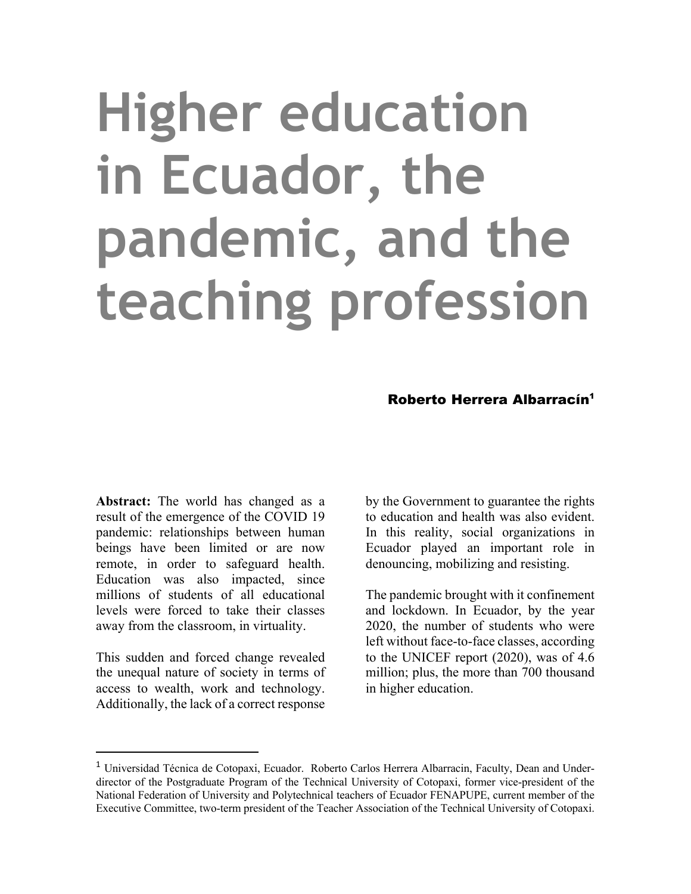# Higher education in Ecuador, the pandemic, and the teaching profession

**Roberto Herrera Albarracín**[1]

**Abstract:** The world has changed as a result of the emergence of the COVID 19 pandemic: relationships between human beings have been limited or are now remote, in order to safeguard health. Education was also impacted, since millions of students of all educational levels were forced to take their classes away from the classroom, in virtuality.

This sudden and forced change revealed the unequal nature of society in terms of access to wealth, work and technology. Additionally, the lack of a correct response by the Government to guarantee the rights to education and health was also evident. In this reality, social organizations in Ecuador played an important role in denouncing, mobilizing and resisting.

The pandemic brought with it confinement and lockdown. In Ecuador, by the year 2020, the number of students who were left without face-to-face classes, according to the UNICEF report (2020), was of 4.6 million; plus, the more than 700 thousand in higher education.

---

[1] Universidad Técnica de Cotopaxi, Ecuador. Roberto Carlos Herrera Albarracin, Faculty, Dean and Under-director of the Postgraduate Program of the Technical University of Cotopaxi, former vice-president of the National Federation of University and Polytechnical teachers of Ecuador FENAPUPE, current member of the Executive Committee, two-term president of the Teacher Association of the Technical University of Cotopaxi.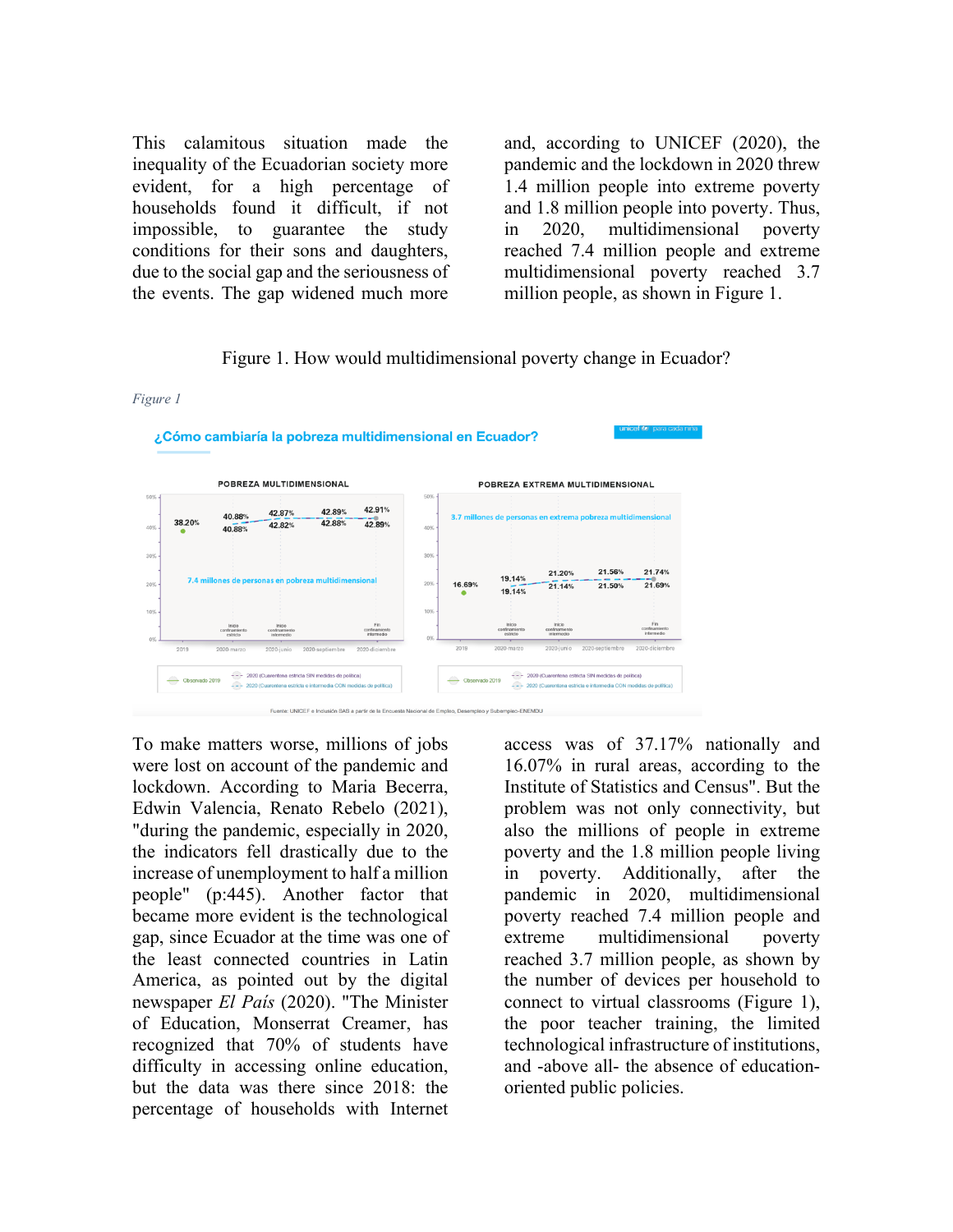This calamitous situation made the inequality of the Ecuadorian society more evident, for a high percentage of households found it difficult, if not impossible, to guarantee the study conditions for their sons and daughters, due to the social gap and the seriousness of the events. The gap widened much more and, according to UNICEF (2020), the pandemic and the lockdown in 2020 threw 1.4 million people into extreme poverty and 1.8 million people into poverty. Thus, in 2020, multidimensional poverty reached 7.4 million people and extreme multidimensional poverty reached 3.7 million people, as shown in Figure 1.

Figure 1. How would multidimensional poverty change in Ecuador?

*Figure 1*

To make matters worse, millions of jobs were lost on account of the pandemic and lockdown. According to Maria Becerra, Edwin Valencia, Renato Rebelo (2021), "during the pandemic, especially in 2020, the indicators fell drastically due to the increase of unemployment to half a million people" (p:445). Another factor that became more evident is the technological gap, since Ecuador at the time was one of the least connected countries in Latin America, as pointed out by the digital newspaper *El País* (2020). "The Minister of Education, Monserrat Creamer, has recognized that 70% of students have difficulty in accessing online education, but the data was there since 2018: the percentage of households with Internet access was of 37.17% nationally and 16.07% in rural areas, according to the Institute of Statistics and Census". But the problem was not only connectivity, but also the millions of people in extreme poverty and the 1.8 million people living in poverty. Additionally, after the pandemic in 2020, multidimensional poverty reached 7.4 million people and extreme multidimensional poverty reached 3.7 million people, as shown by the number of devices per household to connect to virtual classrooms (Figure 1), the poor teacher training, the limited technological infrastructure of institutions, and -above all- the absence of education-oriented public policies.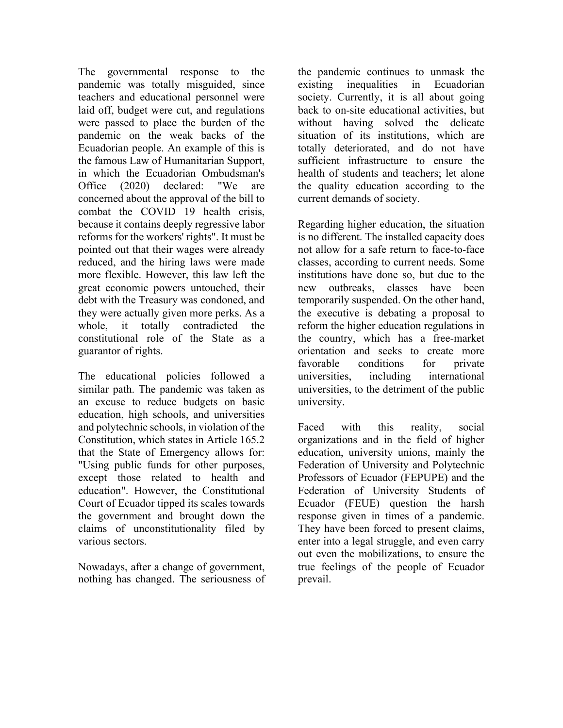The governmental response to the pandemic was totally misguided, since teachers and educational personnel were laid off, budget were cut, and regulations were passed to place the burden of the pandemic on the weak backs of the Ecuadorian people. An example of this is the famous Law of Humanitarian Support, in which the Ecuadorian Ombudsman's Office (2020) declared: "We are concerned about the approval of the bill to combat the COVID 19 health crisis, because it contains deeply regressive labor reforms for the workers' rights". It must be pointed out that their wages were already reduced, and the hiring laws were made more flexible. However, this law left the great economic powers untouched, their debt with the Treasury was condoned, and they were actually given more perks. As a whole, it totally contradicted the constitutional role of the State as a guarantor of rights.

The educational policies followed a similar path. The pandemic was taken as an excuse to reduce budgets on basic education, high schools, and universities and polytechnic schools, in violation of the Constitution, which states in Article 165.2 that the State of Emergency allows for: "Using public funds for other purposes, except those related to health and education". However, the Constitutional Court of Ecuador tipped its scales towards the government and brought down the claims of unconstitutionality filed by various sectors.

Nowadays, after a change of government, nothing has changed. The seriousness of the pandemic continues to unmask the existing inequalities in Ecuadorian society. Currently, it is all about going back to on-site educational activities, but without having solved the delicate situation of its institutions, which are totally deteriorated, and do not have sufficient infrastructure to ensure the health of students and teachers; let alone the quality education according to the current demands of society.

Regarding higher education, the situation is no different. The installed capacity does not allow for a safe return to face-to-face classes, according to current needs. Some institutions have done so, but due to the new outbreaks, classes have been temporarily suspended. On the other hand, the executive is debating a proposal to reform the higher education regulations in the country, which has a free-market orientation and seeks to create more favorable conditions for private universities, including international universities, to the detriment of the public university.

Faced with this reality, social organizations and in the field of higher education, university unions, mainly the Federation of University and Polytechnic Professors of Ecuador (FEPUPE) and the Federation of University Students of Ecuador (FEUE) question the harsh response given in times of a pandemic. They have been forced to present claims, enter into a legal struggle, and even carry out even the mobilizations, to ensure the true feelings of the people of Ecuador prevail.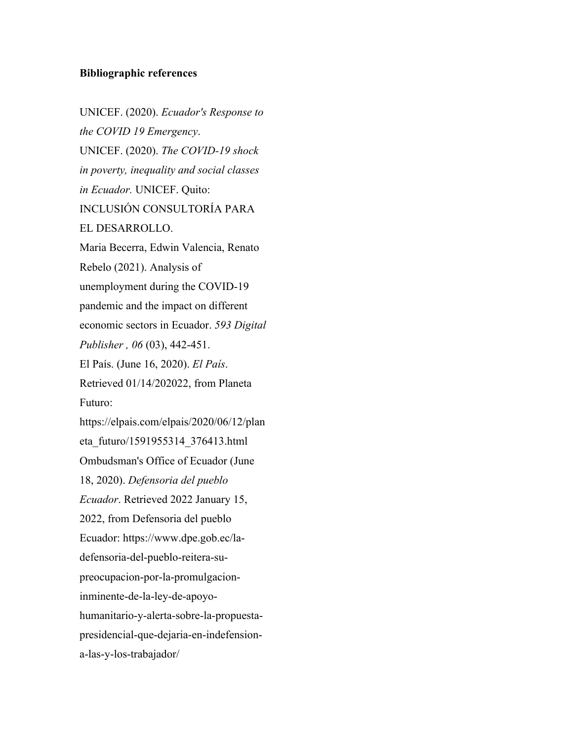**Bibliographic references**

UNICEF. (2020). *Ecuador's Response to the COVID 19 Emergency*.

UNICEF. (2020). *The COVID-19 shock in poverty, inequality and social classes in Ecuador.* UNICEF. Quito: INCLUSIÓN CONSULTORÍA PARA EL DESARROLLO.

Maria Becerra, Edwin Valencia, Renato Rebelo (2021). Analysis of unemployment during the COVID-19 pandemic and the impact on different economic sectors in Ecuador. *593 Digital Publisher , 06* (03), 442-451.

El País. (June 16, 2020). *El País*. Retrieved 01/14/202022, from Planeta Futuro: https://elpais.com/elpais/2020/06/12/planeta_futuro/1591955314_376413.html

Ombudsman's Office of Ecuador (June 18, 2020). *Defensoria del pueblo Ecuador*. Retrieved 2022 January 15, 2022, from Defensoria del pueblo Ecuador: https://www.dpe.gob.ec/la-defensoria-del-pueblo-reitera-su-preocupacion-por-la-promulgacion-inminente-de-la-ley-de-apoyo-humanitario-y-alerta-sobre-la-propuesta-presidencial-que-dejaria-en-indefension-a-las-y-los-trabajador/